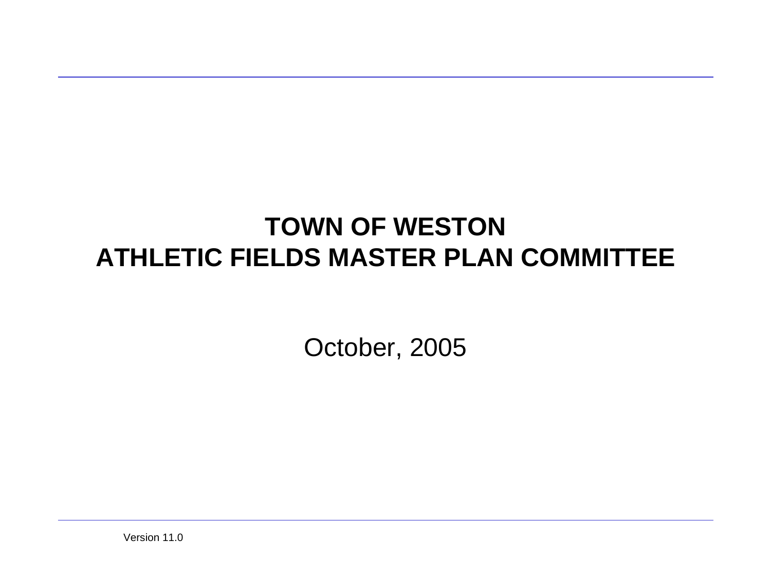# TOWN OF WESTON
# ATHLETIC FIELDS MASTER PLAN COMMITTEE

October, 2005

Version 11.0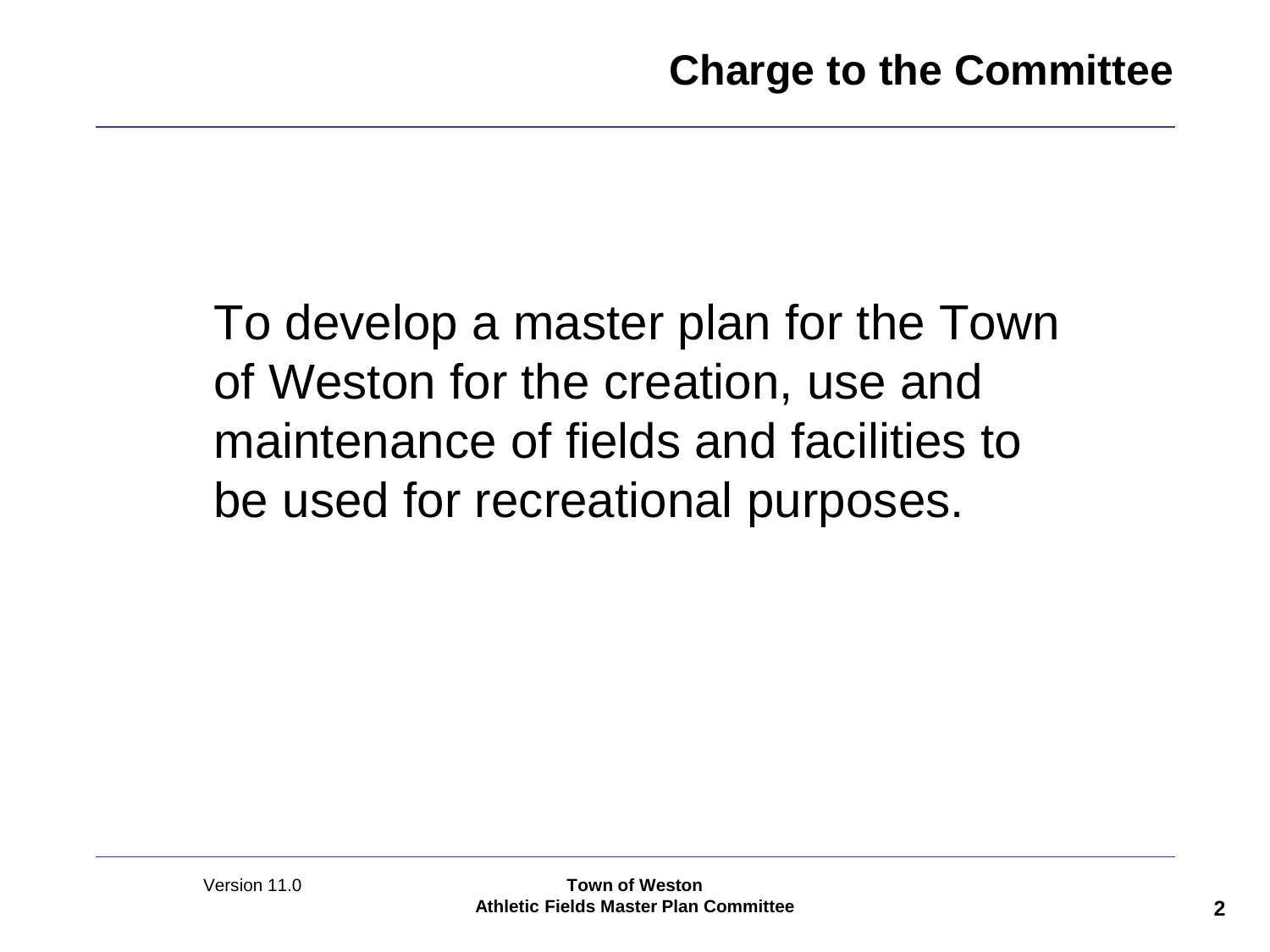# Charge to the Committee

To develop a master plan for the Town of Weston for the creation, use and maintenance of fields and facilities to be used for recreational purposes.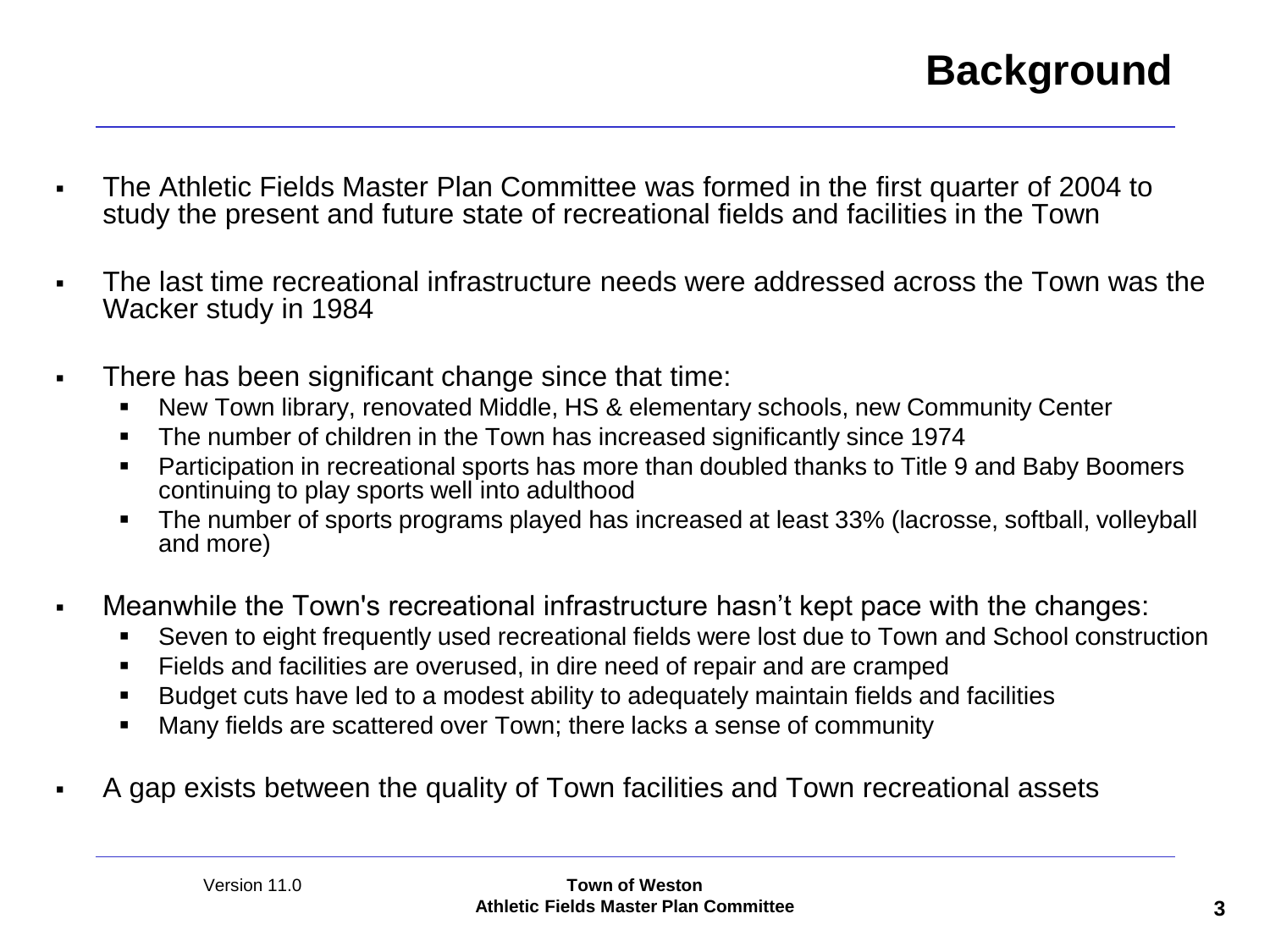# Background

- The Athletic Fields Master Plan Committee was formed in the first quarter of 2004 to study the present and future state of recreational fields and facilities in the Town
- The last time recreational infrastructure needs were addressed across the Town was the Wacker study in 1984
- There has been significant change since that time:
  - New Town library, renovated Middle, HS & elementary schools, new Community Center
  - The number of children in the Town has increased significantly since 1974
  - Participation in recreational sports has more than doubled thanks to Title 9 and Baby Boomers continuing to play sports well into adulthood
  - The number of sports programs played has increased at least 33% (lacrosse, softball, volleyball and more)
- Meanwhile the Town's recreational infrastructure hasn't kept pace with the changes:
  - Seven to eight frequently used recreational fields were lost due to Town and School construction
  - Fields and facilities are overused, in dire need of repair and are cramped
  - Budget cuts have led to a modest ability to adequately maintain fields and facilities
  - Many fields are scattered over Town; there lacks a sense of community
- A gap exists between the quality of Town facilities and Town recreational assets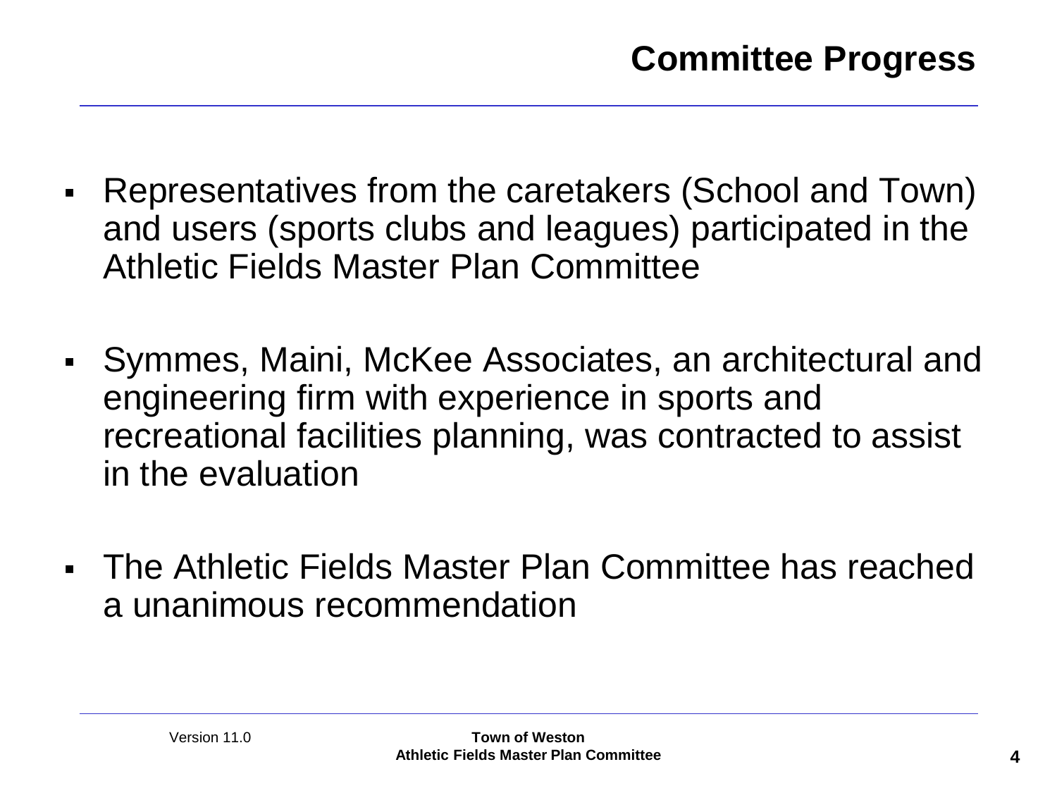# Committee Progress

- Representatives from the caretakers (School and Town) and users (sports clubs and leagues) participated in the Athletic Fields Master Plan Committee
- Symmes, Maini, McKee Associates, an architectural and engineering firm with experience in sports and recreational facilities planning, was contracted to assist in the evaluation
- The Athletic Fields Master Plan Committee has reached a unanimous recommendation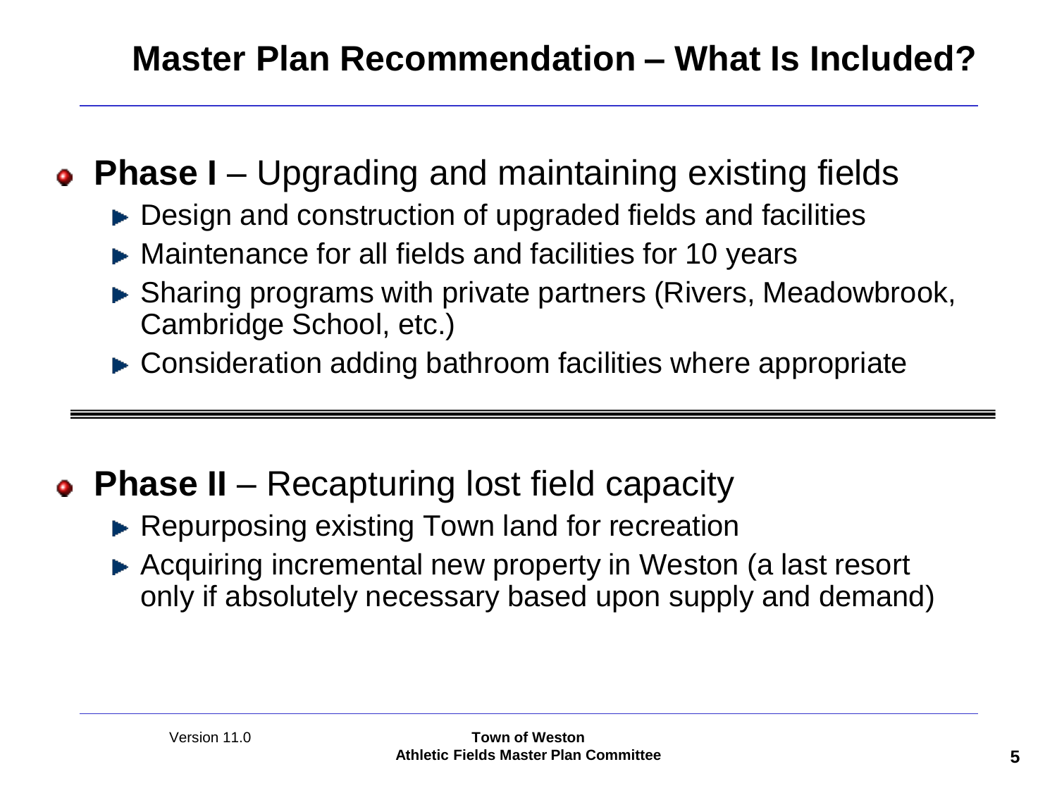# Master Plan Recommendation – What Is Included?

- **Phase I** – Upgrading and maintaining existing fields
  - Design and construction of upgraded fields and facilities
  - Maintenance for all fields and facilities for 10 years
  - Sharing programs with private partners (Rivers, Meadowbrook, Cambridge School, etc.)
  - Consideration adding bathroom facilities where appropriate

---

- **Phase II** – Recapturing lost field capacity
  - Repurposing existing Town land for recreation
  - Acquiring incremental new property in Weston (a last resort only if absolutely necessary based upon supply and demand)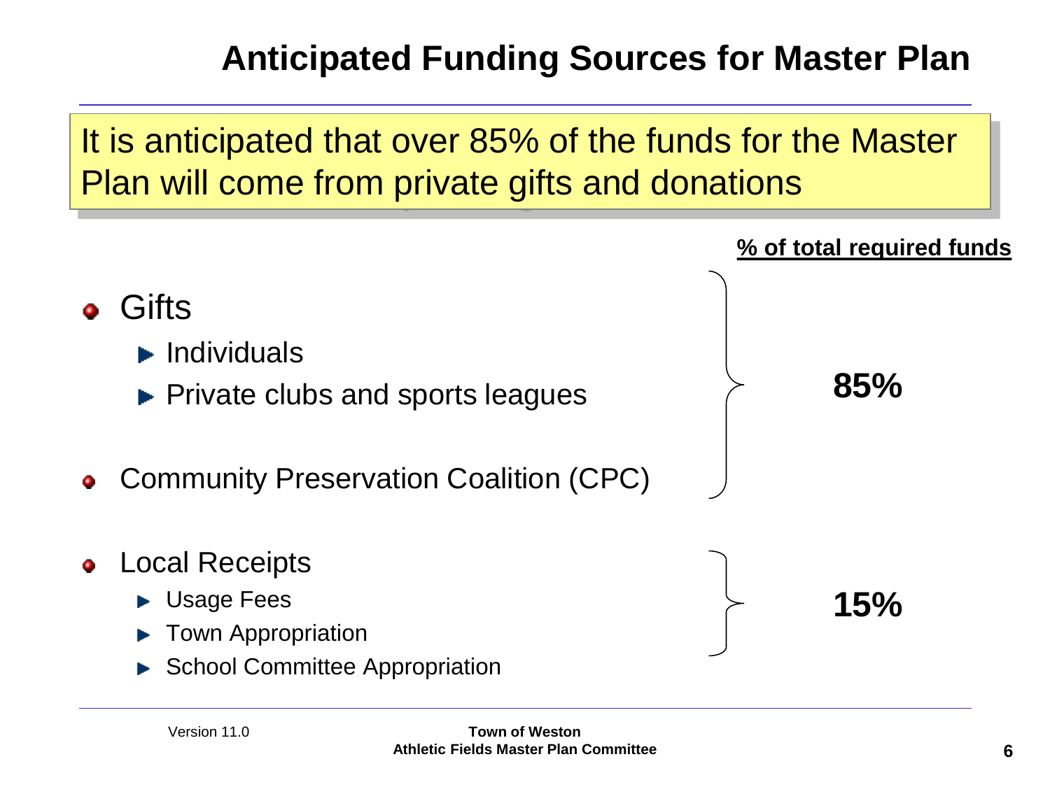# Anticipated Funding Sources for Master Plan

It is anticipated that over 85% of the funds for the Master Plan will come from private gifts and donations

**% of total required funds**

- Gifts
  - Individuals
  - Private clubs and sports leagues
- Community Preservation Coalition (CPC)

**85%**

- Local Receipts
  - Usage Fees
  - Town Appropriation
  - School Committee Appropriation

**15%**

Version 11.0

**Town of Weston**
**Athletic Fields Master Plan Committee**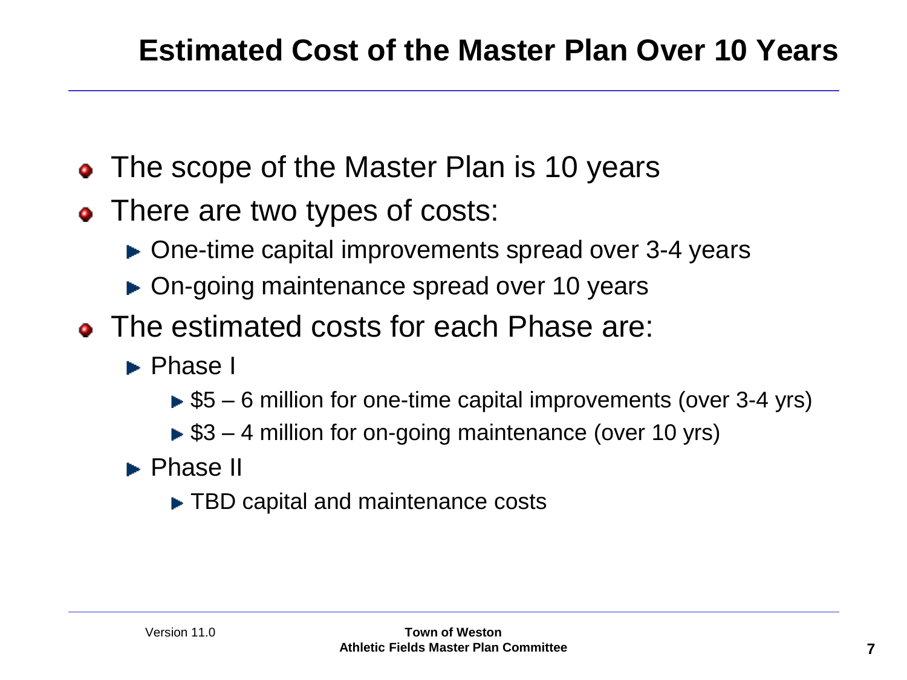# Estimated Cost of the Master Plan Over 10 Years

- The scope of the Master Plan is 10 years
- There are two types of costs:
  - One-time capital improvements spread over 3-4 years
  - On-going maintenance spread over 10 years
- The estimated costs for each Phase are:
  - Phase I
    - $5 – 6 million for one-time capital improvements (over 3-4 yrs)
    - $3 – 4 million for on-going maintenance (over 10 yrs)
  - Phase II
    - TBD capital and maintenance costs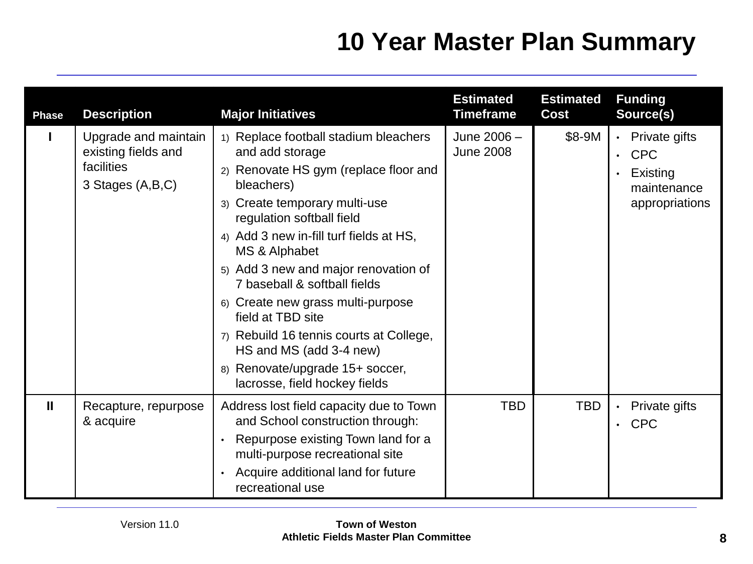# 10 Year Master Plan Summary

| Phase | Description | Major Initiatives | Estimated Timeframe | Estimated Cost | Funding Source(s) |
|---|---|---|---|---|---|
| I | Upgrade and maintain existing fields and facilities<br>3 Stages (A,B,C) | 1) Replace football stadium bleachers and add storage<br>2) Renovate HS gym (replace floor and bleachers)<br>3) Create temporary multi-use regulation softball field<br>4) Add 3 new in-fill turf fields at HS, MS & Alphabet<br>5) Add 3 new and major renovation of 7 baseball & softball fields<br>6) Create new grass multi-purpose field at TBD site<br>7) Rebuild 16 tennis courts at College, HS and MS (add 3-4 new)<br>8) Renovate/upgrade 15+ soccer, lacrosse, field hockey fields | June 2006 – June 2008 | $8-9M | • Private gifts<br>• CPC<br>• Existing maintenance appropriations |
| II | Recapture, repurpose & acquire | Address lost field capacity due to Town and School construction through:<br>• Repurpose existing Town land for a multi-purpose recreational site<br>• Acquire additional land for future recreational use | TBD | TBD | • Private gifts<br>• CPC |

Version 11.0

**Town of Weston**
**Athletic Fields Master Plan Committee**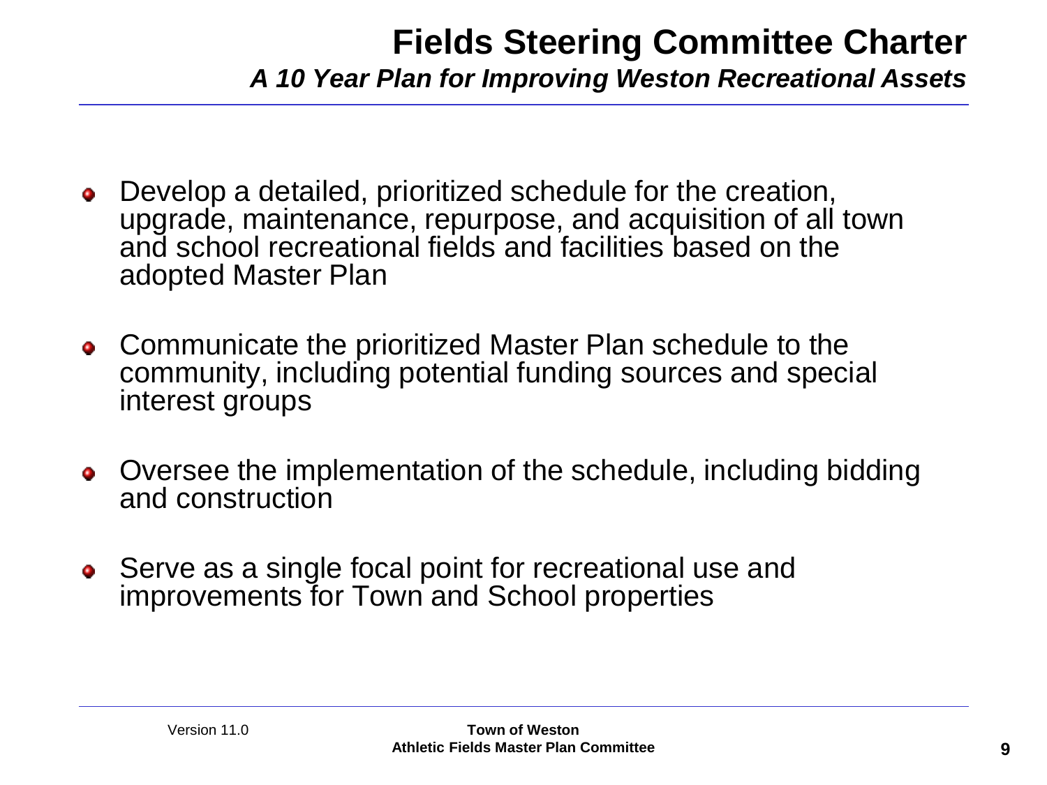# Fields Steering Committee Charter

***A 10 Year Plan for Improving Weston Recreational Assets***

- Develop a detailed, prioritized schedule for the creation, upgrade, maintenance, repurpose, and acquisition of all town and school recreational fields and facilities based on the adopted Master Plan
- Communicate the prioritized Master Plan schedule to the community, including potential funding sources and special interest groups
- Oversee the implementation of the schedule, including bidding and construction
- Serve as a single focal point for recreational use and improvements for Town and School properties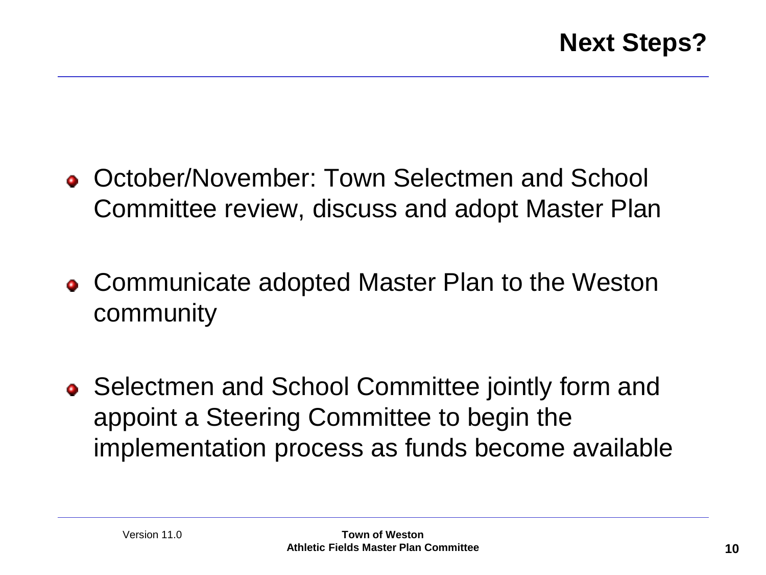# Next Steps?

- October/November: Town Selectmen and School Committee review, discuss and adopt Master Plan
- Communicate adopted Master Plan to the Weston community
- Selectmen and School Committee jointly form and appoint a Steering Committee to begin the implementation process as funds become available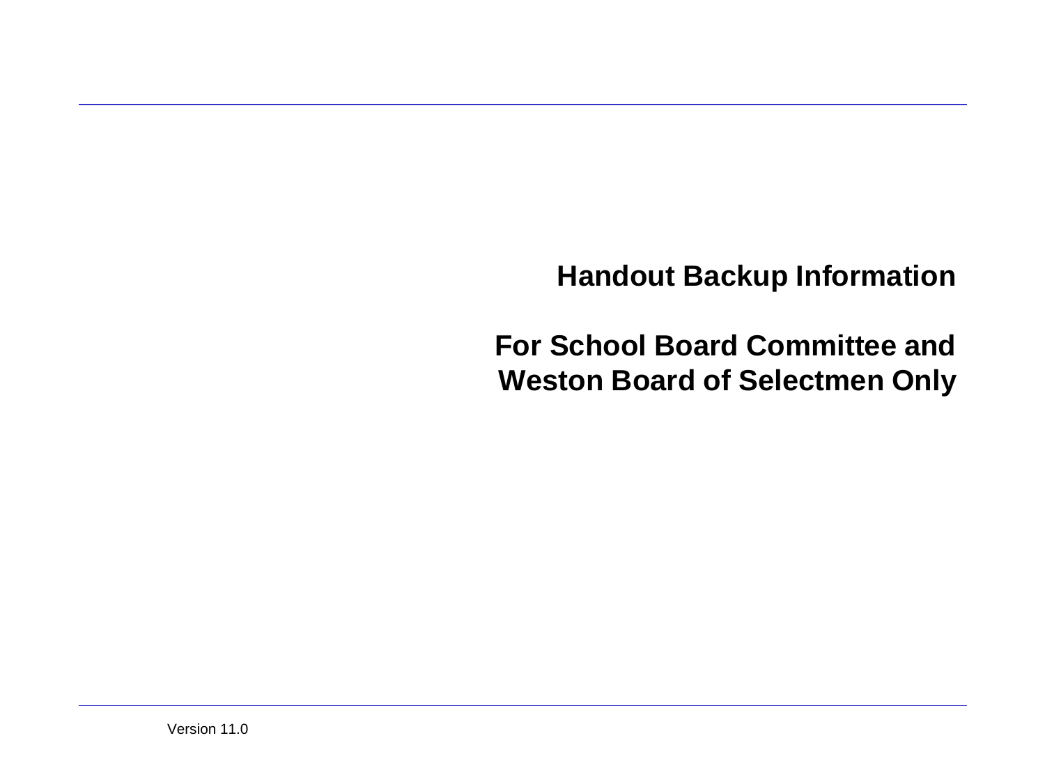# Handout Backup Information

# For School Board Committee and Weston Board of Selectmen Only

Version 11.0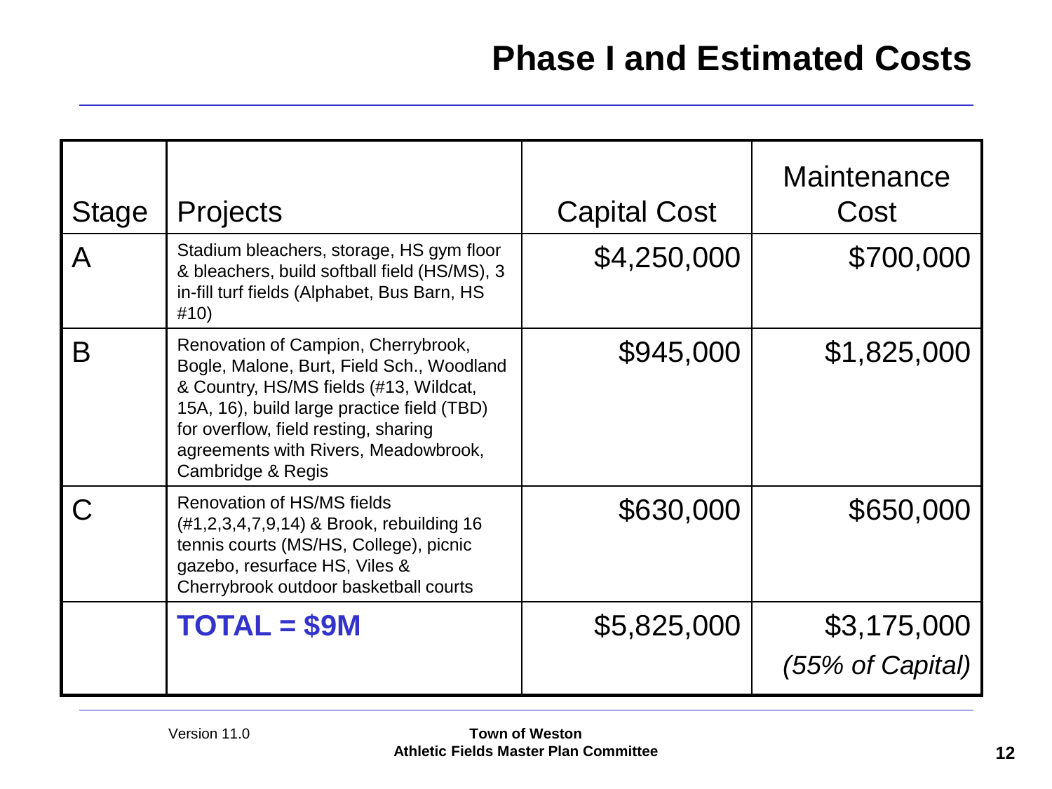# Phase I and Estimated Costs

| Stage | Projects | Capital Cost | Maintenance Cost |
|---|---|---|---|
| A | Stadium bleachers, storage, HS gym floor & bleachers, build softball field (HS/MS), 3 in-fill turf fields (Alphabet, Bus Barn, HS #10) | $4,250,000 | $700,000 |
| B | Renovation of Campion, Cherrybrook, Bogle, Malone, Burt, Field Sch., Woodland & Country, HS/MS fields (#13, Wildcat, 15A, 16), build large practice field (TBD) for overflow, field resting, sharing agreements with Rivers, Meadowbrook, Cambridge & Regis | $945,000 | $1,825,000 |
| C | Renovation of HS/MS fields (#1,2,3,4,7,9,14) & Brook, rebuilding 16 tennis courts (MS/HS, College), picnic gazebo, resurface HS, Viles & Cherrybrook outdoor basketball courts | $630,000 | $650,000 |
| | **TOTAL = $9M** | $5,825,000 | $3,175,000 *(55% of Capital)* |

Version 11.0

**Town of Weston**
**Athletic Fields Master Plan Committee**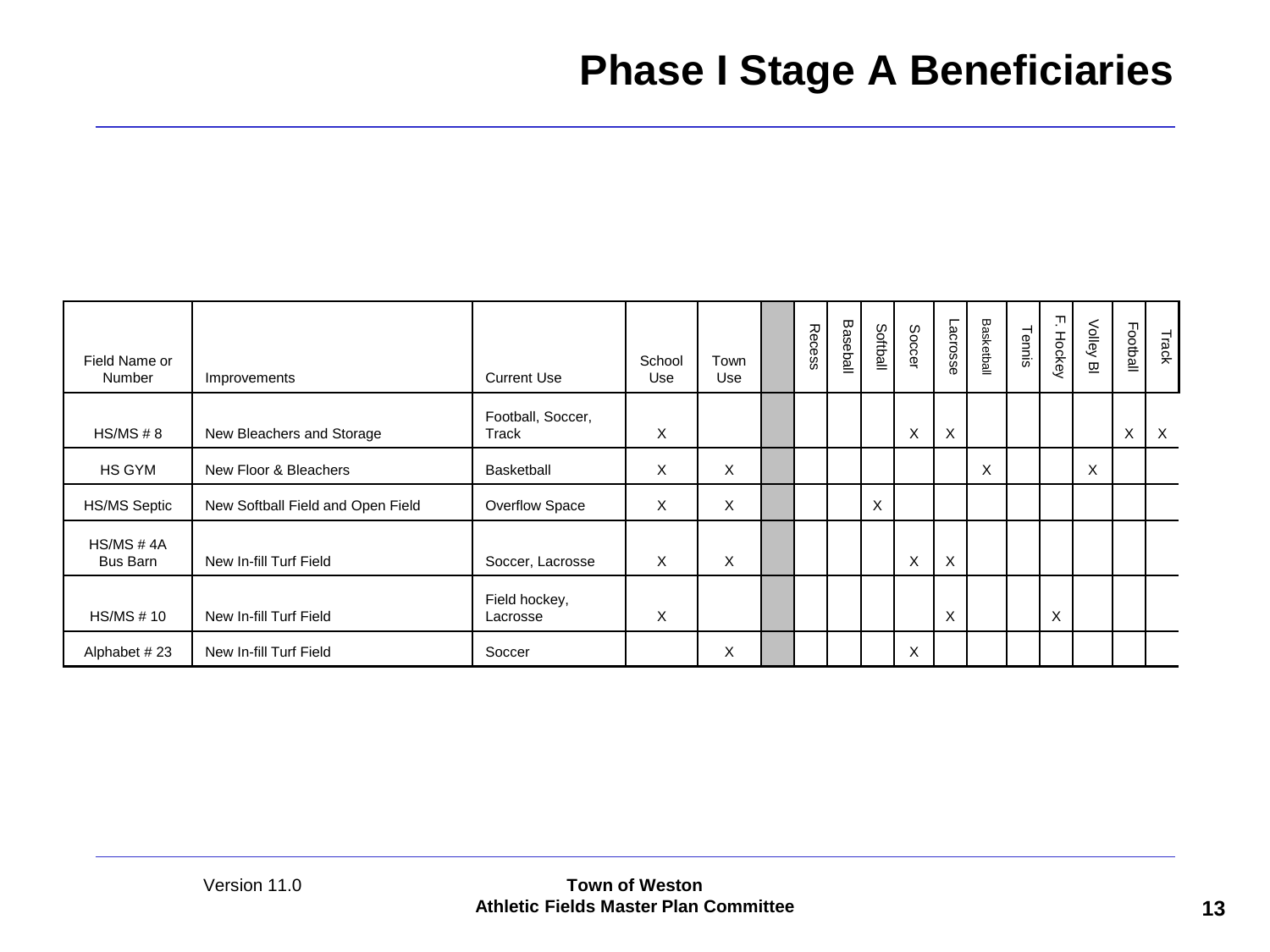# Phase I Stage A Beneficiaries

| Field Name or Number | Improvements | Current Use | School Use | Town Use | | Recess | Baseball | Softball | Soccer | Lacrosse | Basketball | Tennis | F. Hockey | Volley Bl | Football | Track |
|---|---|---|---|---|---|---|---|---|---|---|---|---|---|---|---|---|
| HS/MS # 8 | New Bleachers and Storage | Football, Soccer, Track | X | | | | | | X | X | | | | | X | X |
| HS GYM | New Floor & Bleachers | Basketball | X | X | | | | | | | X | | | X | | |
| HS/MS Septic | New Softball Field and Open Field | Overflow Space | X | X | | | | X | | | | | | | | |
| HS/MS # 4A Bus Barn | New In-fill Turf Field | Soccer, Lacrosse | X | X | | | | | X | X | | | | | | |
| HS/MS # 10 | New In-fill Turf Field | Field hockey, Lacrosse | X | | | | | | | X | | | X | | | |
| Alphabet # 23 | New In-fill Turf Field | Soccer | | X | | | | | X | | | | | | | |

Version 11.0

**Town of Weston**
**Athletic Fields Master Plan Committee**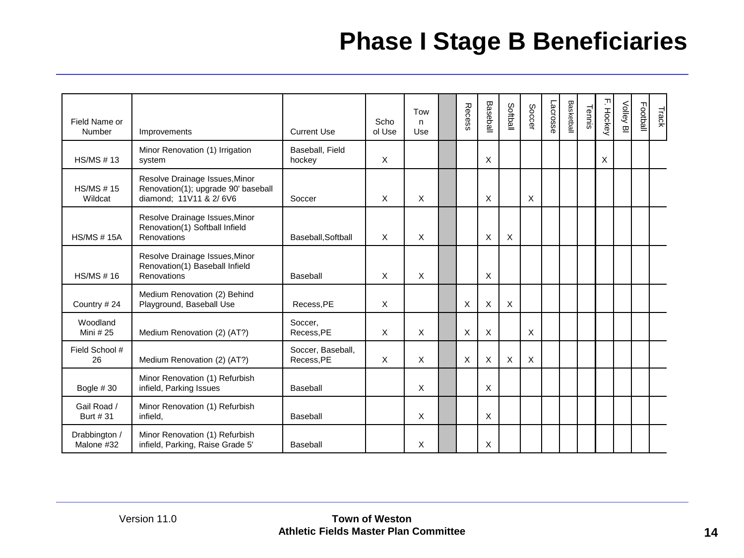# Phase I Stage B Beneficiaries

| Field Name or Number | Improvements | Current Use | School Use | Town Use | | Recess | Baseball | Softball | Soccer | Lacrosse | Basketball | Tennis | F. Hockey | Volley Bl | Football | Track |
|---|---|---|---|---|---|---|---|---|---|---|---|---|---|---|---|---|
| HS/MS # 13 | Minor Renovation (1) Irrigation system | Baseball, Field hockey | X | | | | X | | | | | | X | | | |
| HS/MS # 15 Wildcat | Resolve Drainage Issues,Minor Renovation(1); upgrade 90' baseball diamond; 11V11 & 2/ 6V6 | Soccer | X | X | | | X | | X | | | | | | | |
| HS/MS # 15A | Resolve Drainage Issues,Minor Renovation(1) Softball Infield Renovations | Baseball,Softball | X | X | | | X | X | | | | | | | | |
| HS/MS # 16 | Resolve Drainage Issues,Minor Renovation(1) Baseball Infield Renovations | Baseball | X | X | | | X | | | | | | | | | |
| Country # 24 | Medium Renovation (2) Behind Playground, Baseball Use | Recess,PE | X | | | X | X | X | | | | | | | | |
| Woodland Mini # 25 | Medium Renovation (2) (AT?) | Soccer, Recess,PE | X | X | | X | X | | X | | | | | | | |
| Field School # 26 | Medium Renovation (2) (AT?) | Soccer, Baseball, Recess,PE | X | X | | X | X | X | X | | | | | | | |
| Bogle # 30 | Minor Renovation (1) Refurbish infield, Parking Issues | Baseball | | X | | | X | | | | | | | | | |
| Gail Road / Burt # 31 | Minor Renovation (1) Refurbish infield, | Baseball | | X | | | X | | | | | | | | | |
| Drabbington / Malone #32 | Minor Renovation (1) Refurbish infield, Parking, Raise Grade 5' | Baseball | | X | | | X | | | | | | | | | |

Version 11.0

**Town of Weston**
**Athletic Fields Master Plan Committee**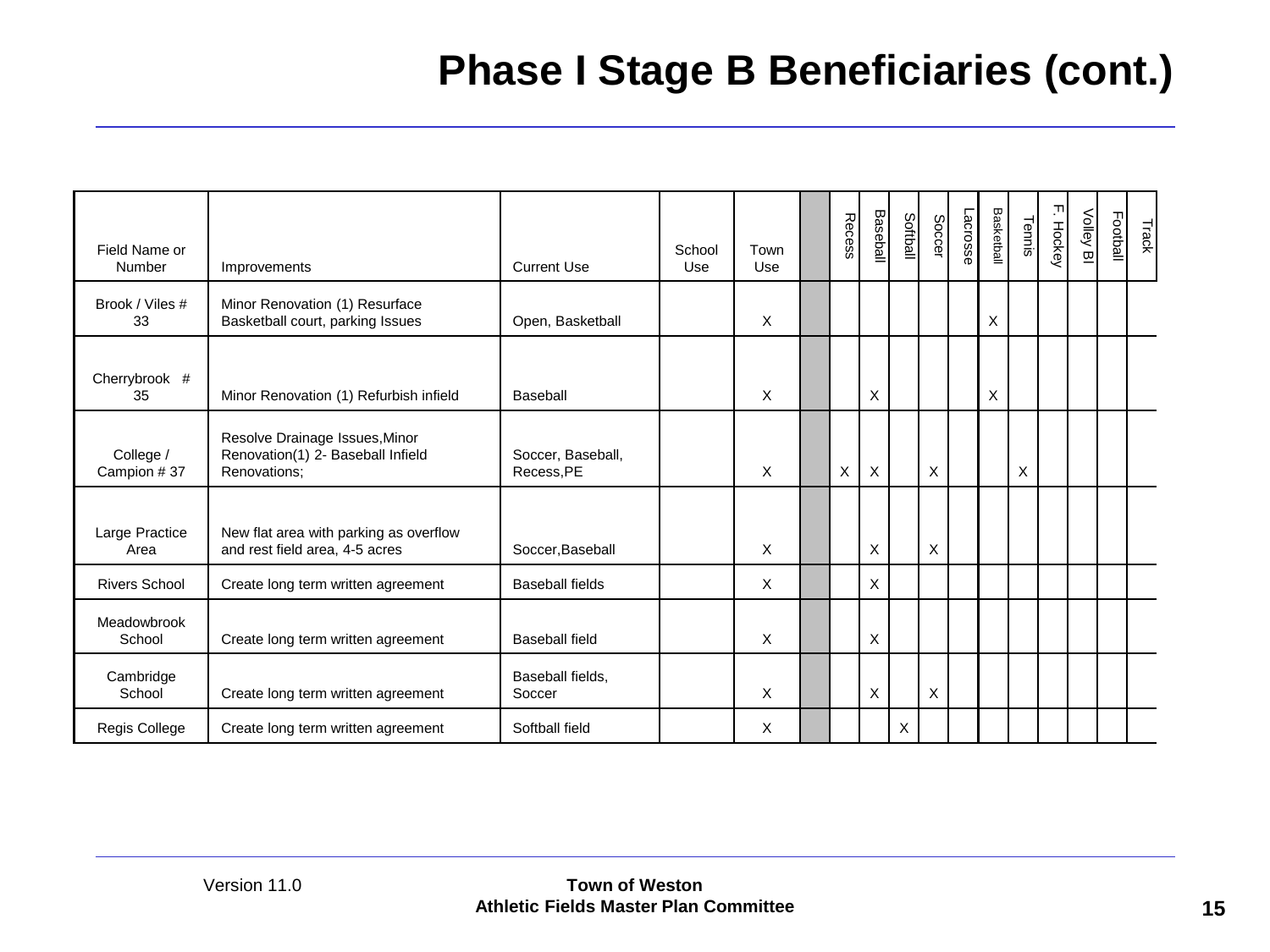# Phase I Stage B Beneficiaries (cont.)

| Field Name or Number | Improvements | Current Use | School Use | Town Use | | Recess | Baseball | Softball | Soccer | Lacrosse | Basketball | Tennis | F. Hockey | Volley Bl | Football | Track |
|---|---|---|---|---|---|---|---|---|---|---|---|---|---|---|---|---|
| Brook / Viles # 33 | Minor Renovation (1) Resurface Basketball court, parking Issues | Open, Basketball | | X | | | | | | | X | | | | | |
| Cherrybrook # 35 | Minor Renovation (1) Refurbish infield | Baseball | | X | | | X | | | | X | | | | | |
| College / Campion # 37 | Resolve Drainage Issues,Minor Renovation(1) 2- Baseball Infield Renovations; | Soccer, Baseball, Recess,PE | | X | | X | X | | X | | | X | | | | |
| Large Practice Area | New flat area with parking as overflow and rest field area, 4-5 acres | Soccer,Baseball | | X | | | X | | X | | | | | | | |
| Rivers School | Create long term written agreement | Baseball fields | | X | | | X | | | | | | | | | |
| Meadowbrook School | Create long term written agreement | Baseball field | | X | | | X | | | | | | | | | |
| Cambridge School | Create long term written agreement | Baseball fields, Soccer | | X | | | X | | X | | | | | | | |
| Regis College | Create long term written agreement | Softball field | | X | | | | X | | | | | | | | |

Version 11.0

**Town of Weston**
**Athletic Fields Master Plan Committee**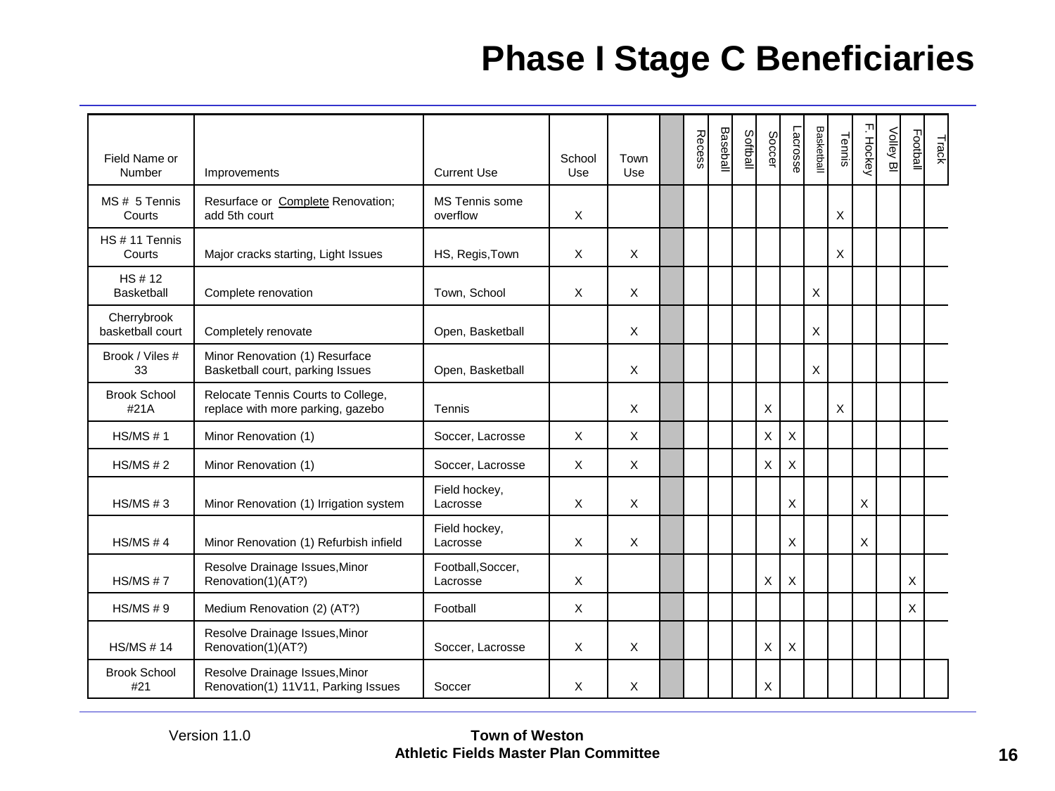# Phase I Stage C Beneficiaries

| Field Name or Number | Improvements | Current Use | School Use | Town Use | | Recess | Baseball | Softball | Soccer | Lacrosse | Basketball | Tennis | F. Hockey | Volley Bl | Football | Track |
|---|---|---|---|---|---|---|---|---|---|---|---|---|---|---|---|---|
| MS # 5 Tennis Courts | Resurface or Complete Renovation; add 5th court | MS Tennis some overflow | X | | | | | | | | | X | | | | |
| HS # 11 Tennis Courts | Major cracks starting, Light Issues | HS, Regis,Town | X | X | | | | | | | | X | | | | |
| HS # 12 Basketball | Complete renovation | Town, School | X | X | | | | | | | X | | | | | |
| Cherrybrook basketball court | Completely renovate | Open, Basketball | | X | | | | | | | X | | | | | |
| Brook / Viles # 33 | Minor Renovation (1) Resurface Basketball court, parking Issues | Open, Basketball | | X | | | | | | | X | | | | | |
| Brook School #21A | Relocate Tennis Courts to College, replace with more parking, gazebo | Tennis | | X | | | | | X | | | X | | | | |
| HS/MS # 1 | Minor Renovation (1) | Soccer, Lacrosse | X | X | | | | | X | X | | | | | | |
| HS/MS # 2 | Minor Renovation (1) | Soccer, Lacrosse | X | X | | | | | X | X | | | | | | |
| HS/MS # 3 | Minor Renovation (1) Irrigation system | Field hockey, Lacrosse | X | X | | | | | | X | | | X | | | |
| HS/MS # 4 | Minor Renovation (1) Refurbish infield | Field hockey, Lacrosse | X | X | | | | | | X | | | X | | | |
| HS/MS # 7 | Resolve Drainage Issues,Minor Renovation(1)(AT?) | Football,Soccer, Lacrosse | X | | | | | | X | X | | | | | X | |
| HS/MS # 9 | Medium Renovation (2) (AT?) | Football | X | | | | | | | | | | | | X | |
| HS/MS # 14 | Resolve Drainage Issues,Minor Renovation(1)(AT?) | Soccer, Lacrosse | X | X | | | | | X | X | | | | | | |
| Brook School #21 | Resolve Drainage Issues,Minor Renovation(1) 11V11, Parking Issues | Soccer | X | X | | | | | X | | | | | | | |

Version 11.0

**Town of Weston**
**Athletic Fields Master Plan Committee**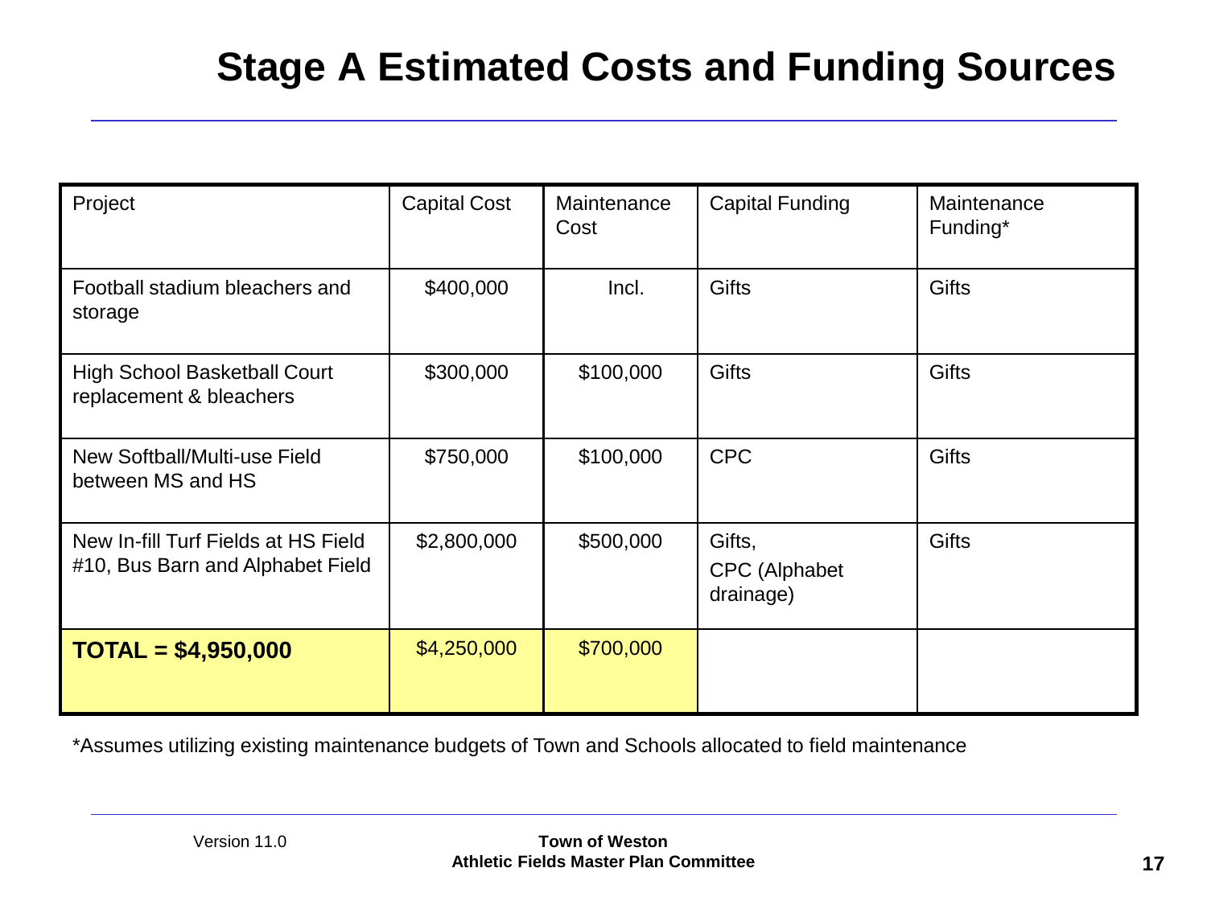# Stage A Estimated Costs and Funding Sources

| Project | Capital Cost | Maintenance Cost | Capital Funding | Maintenance Funding* |
|---|---|---|---|---|
| Football stadium bleachers and storage | $400,000 | Incl. | Gifts | Gifts |
| High School Basketball Court replacement & bleachers | $300,000 | $100,000 | Gifts | Gifts |
| New Softball/Multi-use Field between MS and HS | $750,000 | $100,000 | CPC | Gifts |
| New In-fill Turf Fields at HS Field #10, Bus Barn and Alphabet Field | $2,800,000 | $500,000 | Gifts, CPC (Alphabet drainage) | Gifts |
| **TOTAL = $4,950,000** | $4,250,000 | $700,000 | | |

*Assumes utilizing existing maintenance budgets of Town and Schools allocated to field maintenance

Version 11.0

**Town of Weston**
**Athletic Fields Master Plan Committee**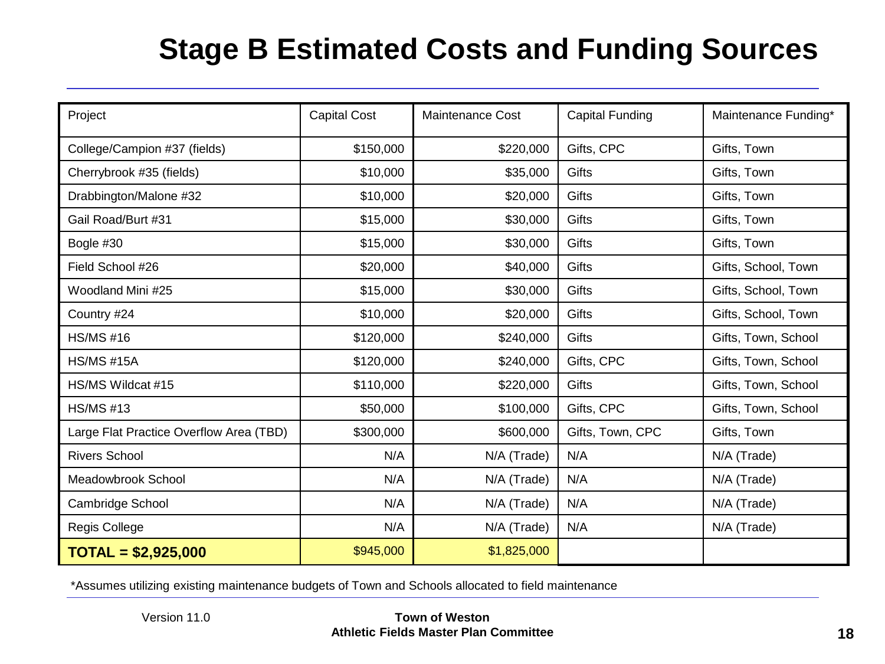# Stage B Estimated Costs and Funding Sources

| Project | Capital Cost | Maintenance Cost | Capital Funding | Maintenance Funding* |
|---|---|---|---|---|
| College/Campion #37 (fields) | $150,000 | $220,000 | Gifts, CPC | Gifts, Town |
| Cherrybrook #35 (fields) | $10,000 | $35,000 | Gifts | Gifts, Town |
| Drabbington/Malone #32 | $10,000 | $20,000 | Gifts | Gifts, Town |
| Gail Road/Burt #31 | $15,000 | $30,000 | Gifts | Gifts, Town |
| Bogle #30 | $15,000 | $30,000 | Gifts | Gifts, Town |
| Field School #26 | $20,000 | $40,000 | Gifts | Gifts, School, Town |
| Woodland Mini #25 | $15,000 | $30,000 | Gifts | Gifts, School, Town |
| Country #24 | $10,000 | $20,000 | Gifts | Gifts, School, Town |
| HS/MS #16 | $120,000 | $240,000 | Gifts | Gifts, Town, School |
| HS/MS #15A | $120,000 | $240,000 | Gifts, CPC | Gifts, Town, School |
| HS/MS Wildcat #15 | $110,000 | $220,000 | Gifts | Gifts, Town, School |
| HS/MS #13 | $50,000 | $100,000 | Gifts, CPC | Gifts, Town, School |
| Large Flat Practice Overflow Area (TBD) | $300,000 | $600,000 | Gifts, Town, CPC | Gifts, Town |
| Rivers School | N/A | N/A (Trade) | N/A | N/A (Trade) |
| Meadowbrook School | N/A | N/A (Trade) | N/A | N/A (Trade) |
| Cambridge School | N/A | N/A (Trade) | N/A | N/A (Trade) |
| Regis College | N/A | N/A (Trade) | N/A | N/A (Trade) |
| **TOTAL = $2,925,000** | $945,000 | $1,825,000 | | |

*Assumes utilizing existing maintenance budgets of Town and Schools allocated to field maintenance

Version 11.0

**Town of Weston**
**Athletic Fields Master Plan Committee**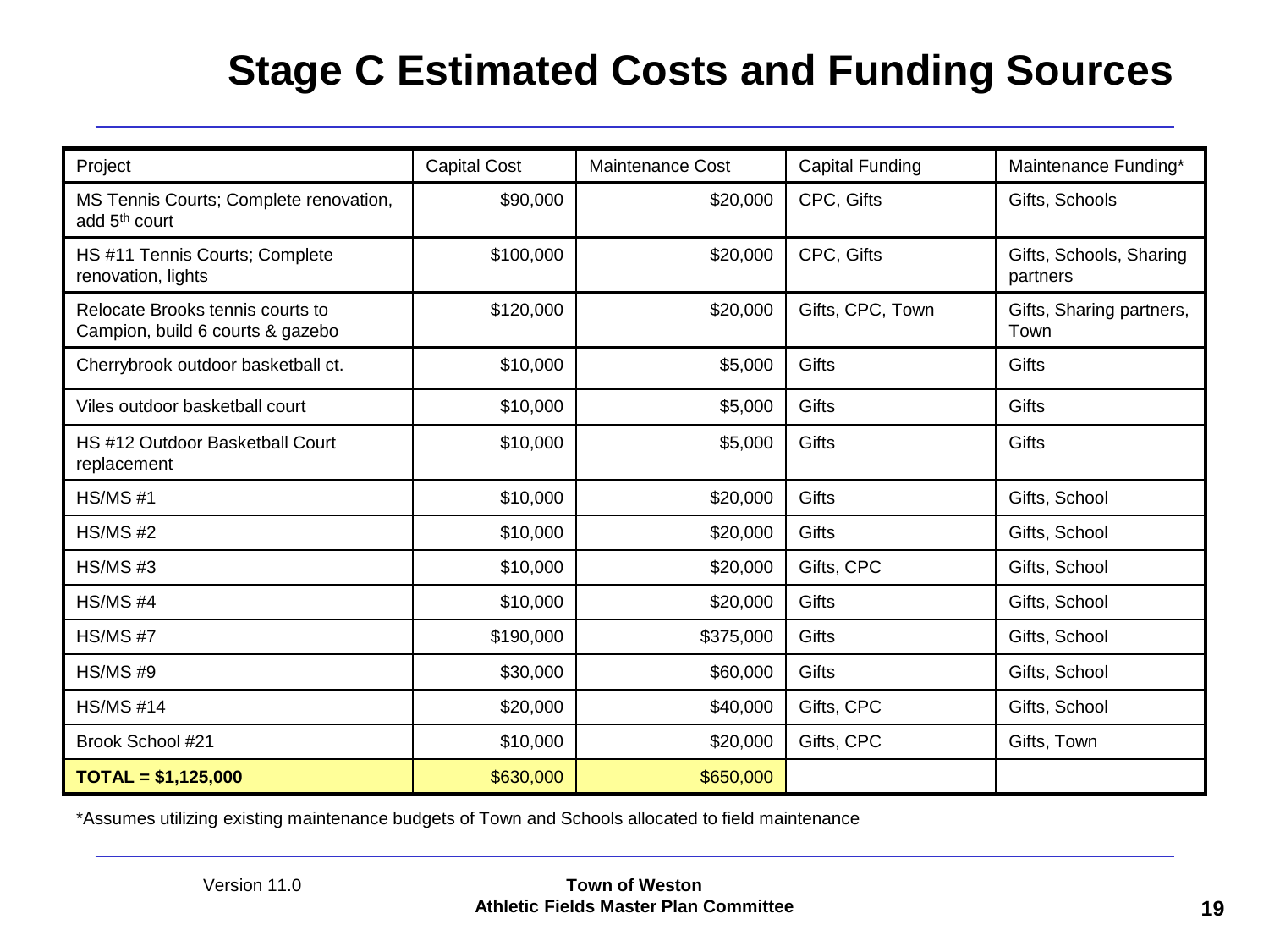# Stage C Estimated Costs and Funding Sources

| Project | Capital Cost | Maintenance Cost | Capital Funding | Maintenance Funding* |
|---|---|---|---|---|
| MS Tennis Courts; Complete renovation, add 5th court | $90,000 | $20,000 | CPC, Gifts | Gifts, Schools |
| HS #11 Tennis Courts; Complete renovation, lights | $100,000 | $20,000 | CPC, Gifts | Gifts, Schools, Sharing partners |
| Relocate Brooks tennis courts to Campion, build 6 courts & gazebo | $120,000 | $20,000 | Gifts, CPC, Town | Gifts, Sharing partners, Town |
| Cherrybrook outdoor basketball ct. | $10,000 | $5,000 | Gifts | Gifts |
| Viles outdoor basketball court | $10,000 | $5,000 | Gifts | Gifts |
| HS #12 Outdoor Basketball Court replacement | $10,000 | $5,000 | Gifts | Gifts |
| HS/MS #1 | $10,000 | $20,000 | Gifts | Gifts, School |
| HS/MS #2 | $10,000 | $20,000 | Gifts | Gifts, School |
| HS/MS #3 | $10,000 | $20,000 | Gifts, CPC | Gifts, School |
| HS/MS #4 | $10,000 | $20,000 | Gifts | Gifts, School |
| HS/MS #7 | $190,000 | $375,000 | Gifts | Gifts, School |
| HS/MS #9 | $30,000 | $60,000 | Gifts | Gifts, School |
| HS/MS #14 | $20,000 | $40,000 | Gifts, CPC | Gifts, School |
| Brook School #21 | $10,000 | $20,000 | Gifts, CPC | Gifts, Town |
| **TOTAL = $1,125,000** | $630,000 | $650,000 | | |

*Assumes utilizing existing maintenance budgets of Town and Schools allocated to field maintenance

Version 11.0

**Town of Weston**
**Athletic Fields Master Plan Committee**